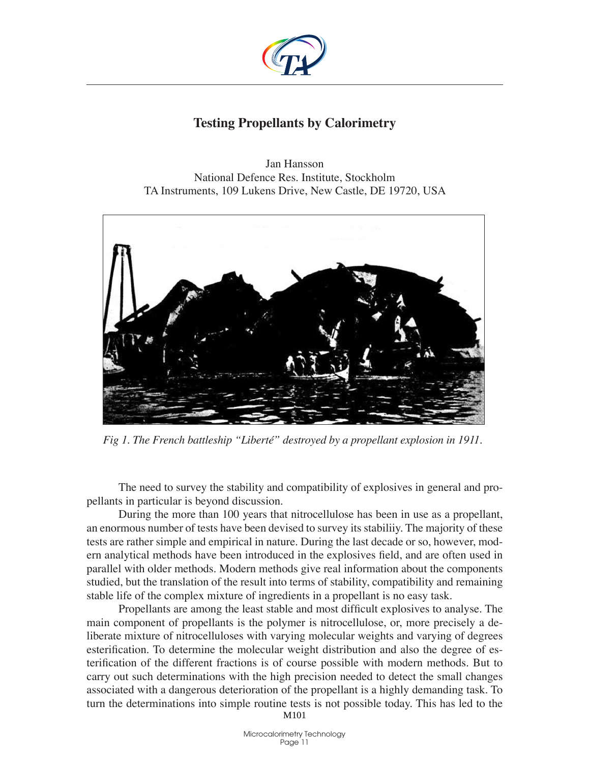# Testing Propellants by Calorimetry

Jan Hansson
National Defence Res. Institute, Stockholm
TA Instruments, 109 Lukens Drive, New Castle, DE 19720, USA

*Fig 1. The French battleship "Liberté" destroyed by a propellant explosion in 1911.*

The need to survey the stability and compatibility of explosives in general and propellants in particular is beyond discussion.

During the more than 100 years that nitrocellulose has been in use as a propellant, an enormous number of tests have been devised to survey its stabiliiy. The majority of these tests are rather simple and empirical in nature. During the last decade or so, however, modern analytical methods have been introduced in the explosives field, and are often used in parallel with older methods. Modern methods give real information about the components studied, but the translation of the result into terms of stability, compatibility and remaining stable life of the complex mixture of ingredients in a propellant is no easy task.

Propellants are among the least stable and most difficult explosives to analyse. The main component of propellants is the polymer is nitrocellulose, or, more precisely a deliberate mixture of nitrocelluloses with varying molecular weights and varying of degrees esterification. To determine the molecular weight distribution and also the degree of esterification of the different fractions is of course possible with modern methods. But to carry out such determinations with the high precision needed to detect the small changes associated with a dangerous deterioration of the propellant is a highly demanding task. To turn the determinations into simple routine tests is not possible today. This has led to the

M101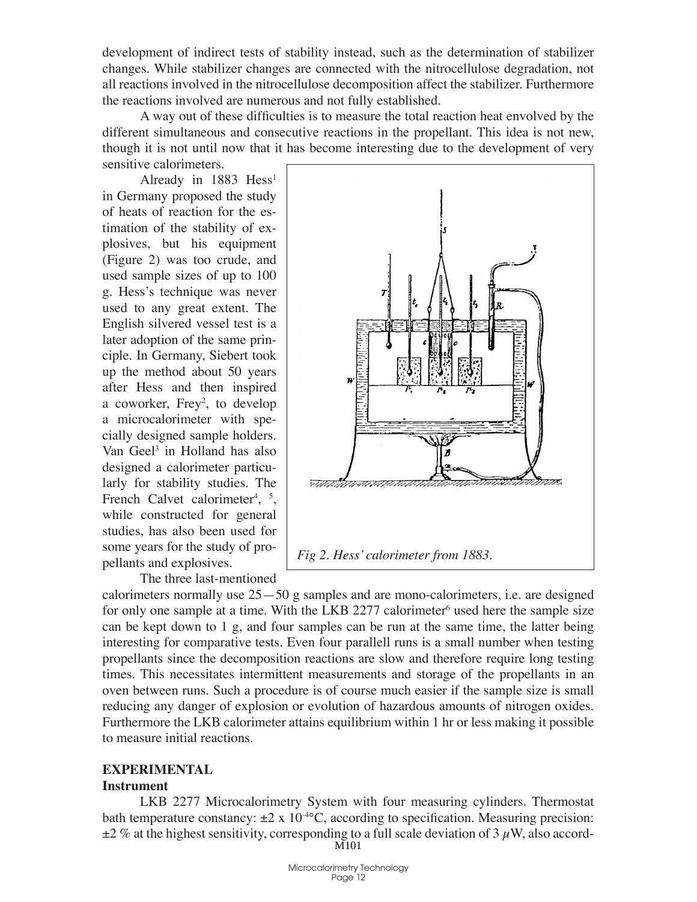development of indirect tests of stability instead, such as the determination of stabilizer changes. While stabilizer changes are connected with the nitrocellulose degradation, not all reactions involved in the nitrocellulose decomposition affect the stabilizer. Furthermore the reactions involved are numerous and not fully established.

A way out of these difficulties is to measure the total reaction heat envolved by the different simultaneous and consecutive reactions in the propellant. This idea is not new, though it is not until now that it has become interesting due to the development of very sensitive calorimeters.

Already in 1883 Hess[1] in Germany proposed the study of heats of reaction for the estimation of the stability of explosives, but his equipment (Figure 2) was too crude, and used sample sizes of up to 100 g. Hess's technique was never used to any great extent. The English silvered vessel test is a later adoption of the same principle. In Germany, Siebert took up the method about 50 years after Hess and then inspired a coworker, Frey[2], to develop a microcalorimeter with specially designed sample holders. Van Geel[3] in Holland has also designed a calorimeter particularly for stability studies. The French Calvet calorimeter[4], [5], while constructed for general studies, has also been used for some years for the study of propellants and explosives.

*Fig 2. Hess' calorimeter from 1883.*

The three last-mentioned calorimeters normally use 25—50 g samples and are mono-calorimeters, i.e. are designed for only one sample at a time. With the LKB 2277 calorimeter[6] used here the sample size can be kept down to 1 g, and four samples can be run at the same time, the latter being interesting for comparative tests. Even four parallell runs is a small number when testing propellants since the decomposition reactions are slow and therefore require long testing times. This necessitates intermittent measurements and storage of the propellants in an oven between runs. Such a procedure is of course much easier if the sample size is small reducing any danger of explosion or evolution of hazardous amounts of nitrogen oxides. Furthermore the LKB calorimeter attains equilibrium within 1 hr or less making it possible to measure initial reactions.

## EXPERIMENTAL

### Instrument

LKB 2277 Microcalorimetry System with four measuring cylinders. Thermostat bath temperature constancy: $\pm 2 \times 10^{-4}$°C, according to specification. Measuring precision: $\pm 2$ % at the highest sensitivity, corresponding to a full scale deviation of 3 $\mu$W, also accord-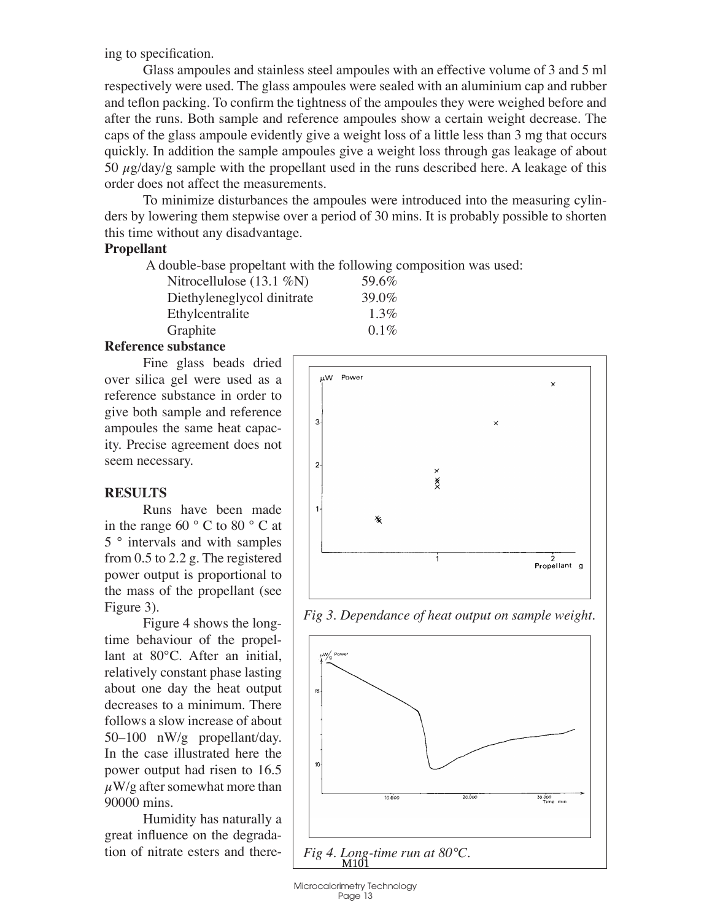ing to specification.

Glass ampoules and stainless steel ampoules with an effective volume of 3 and 5 ml respectively were used. The glass ampoules were sealed with an aluminium cap and rubber and teflon packing. To confirm the tightness of the ampoules they were weighed before and after the runs. Both sample and reference ampoules show a certain weight decrease. The caps of the glass ampoule evidently give a weight loss of a little less than 3 mg that occurs quickly. In addition the sample ampoules give a weight loss through gas leakage of about 50 $\mu$g/day/g sample with the propellant used in the runs described here. A leakage of this order does not affect the measurements.

To minimize disturbances the ampoules were introduced into the measuring cylinders by lowering them stepwise over a period of 30 mins. It is probably possible to shorten this time without any disadvantage.

**Propellant**

A double-base propeltant with the following composition was used:

| | |
|---|---|
| Nitrocellulose (13.1 %N) | 59.6% |
| Diethyleneglycol dinitrate | 39.0% |
| Ethylcentralite | 1.3% |
| Graphite | 0.1% |

**Reference substance**

Fine glass beads dried over silica gel were used as a reference substance in order to give both sample and reference ampoules the same heat capacity. Precise agreement does not seem necessary.

**RESULTS**

Runs have been made in the range 60 ° C to 80 ° C at 5 ° intervals and with samples from 0.5 to 2.2 g. The registered power output is proportional to the mass of the propellant (see Figure 3).

*Fig 3. Dependance of heat output on sample weight.*

Figure 4 shows the long-time behaviour of the propellant at 80°C. After an initial, relatively constant phase lasting about one day the heat output decreases to a minimum. There follows a slow increase of about 50–100 nW/g propellant/day. In the case illustrated here the power output had risen to 16.5 $\mu$W/g after somewhat more than 90000 mins.

*Fig 4. Long-time run at 80°C.*

Humidity has naturally a great influence on the degradation of nitrate esters and there-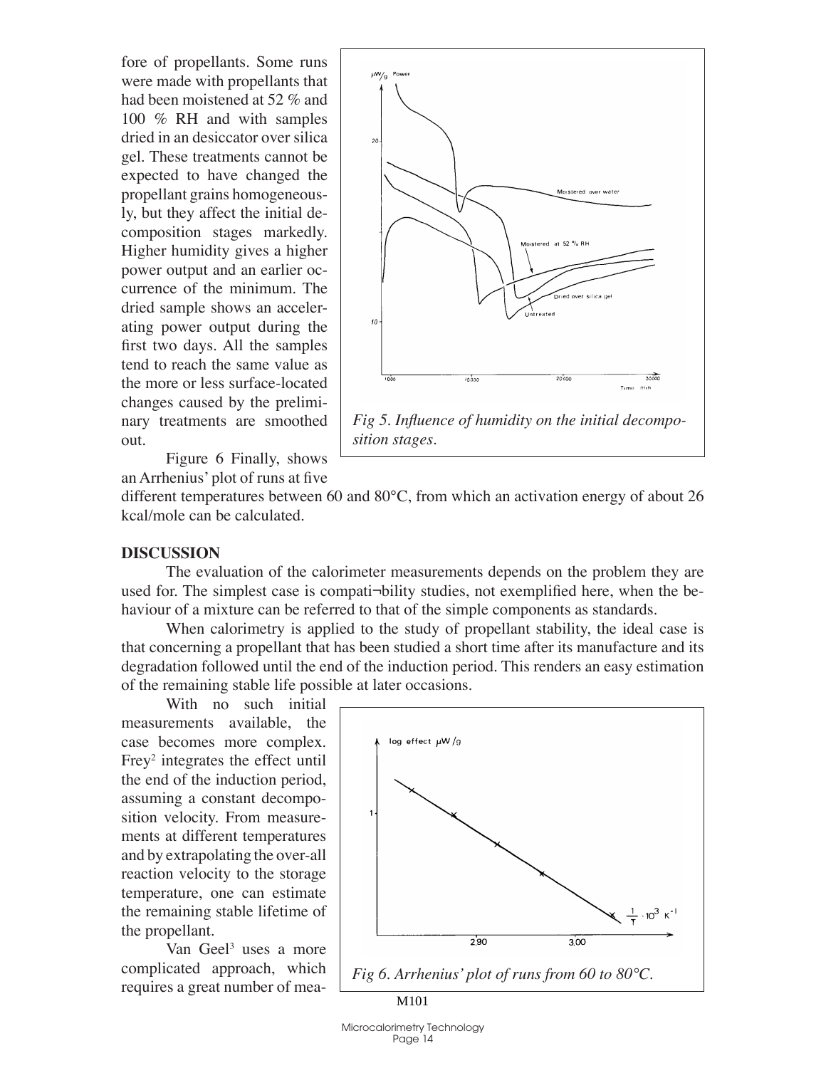fore of propellants. Some runs were made with propellants that had been moistened at 52 % and 100 % RH and with samples dried in an desiccator over silica gel. These treatments cannot be expected to have changed the propellant grains homogeneously, but they affect the initial decomposition stages markedly. Higher humidity gives a higher power output and an earlier occurrence of the minimum. The dried sample shows an accelerating power output during the first two days. All the samples tend to reach the same value as the more or less surface-located changes caused by the preliminary treatments are smoothed out.

*Fig 5. Influence of humidity on the initial decomposition stages.*

Figure 6 Finally, shows an Arrhenius' plot of runs at five different temperatures between 60 and 80°C, from which an activation energy of about 26 kcal/mole can be calculated.

## DISCUSSION

The evaluation of the calorimeter measurements depends on the problem they are used for. The simplest case is compati¬bility studies, not exemplified here, when the behaviour of a mixture can be referred to that of the simple components as standards.

When calorimetry is applied to the study of propellant stability, the ideal case is that concerning a propellant that has been studied a short time after its manufacture and its degradation followed until the end of the induction period. This renders an easy estimation of the remaining stable life possible at later occasions.

With no such initial measurements available, the case becomes more complex. Frey[2] integrates the effect until the end of the induction period, assuming a constant decomposition velocity. From measurements at different temperatures and by extrapolating the over-all reaction velocity to the storage temperature, one can estimate the remaining stable lifetime of the propellant.

Van Geel[3] uses a more complicated approach, which requires a great number of mea-

*Fig 6. Arrhenius' plot of runs from 60 to 80°C.*

M101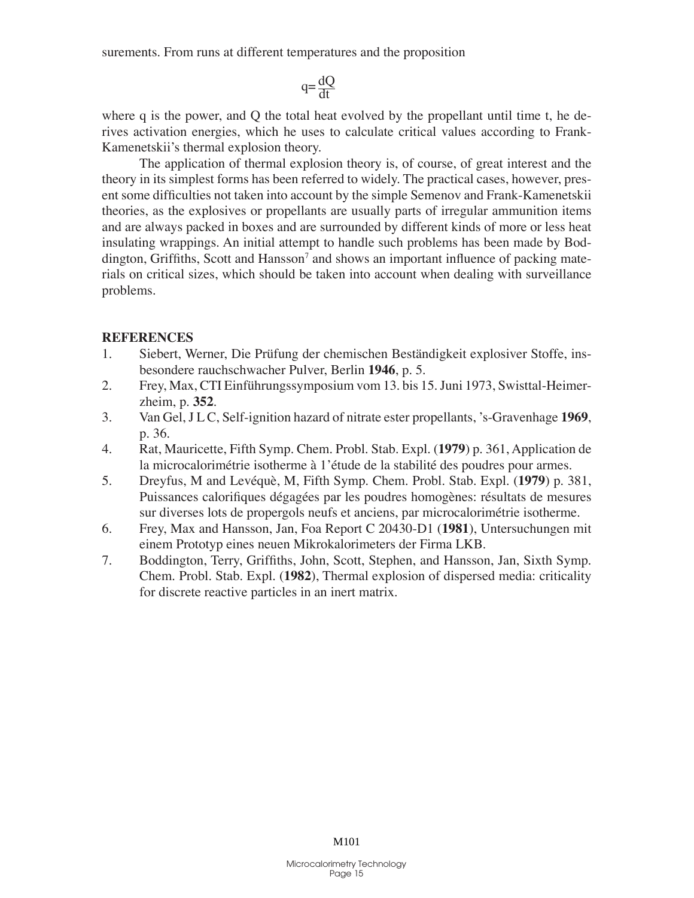surements. From runs at different temperatures and the proposition

$$q = \frac{dQ}{dt}$$

where q is the power, and Q the total heat evolved by the propellant until time t, he derives activation energies, which he uses to calculate critical values according to Frank-Kamenetskii's thermal explosion theory.

The application of thermal explosion theory is, of course, of great interest and the theory in its simplest forms has been referred to widely. The practical cases, however, present some difficulties not taken into account by the simple Semenov and Frank-Kamenetskii theories, as the explosives or propellants are usually parts of irregular ammunition items and are always packed in boxes and are surrounded by different kinds of more or less heat insulating wrappings. An initial attempt to handle such problems has been made by Boddington, Griffiths, Scott and Hansson[7] and shows an important influence of packing materials on critical sizes, which should be taken into account when dealing with surveillance problems.

## REFERENCES

1. Siebert, Werner, Die Prüfung der chemischen Beständigkeit explosiver Stoffe, insbesondere rauchschwacher Pulver, Berlin **1946**, p. 5.
2. Frey, Max, CTI Einführungssymposium vom 13. bis 15. Juni 1973, Swisttal-Heimerzheim, p. **352**.
3. Van Gel, J L C, Self-ignition hazard of nitrate ester propellants, 's-Gravenhage **1969**, p. 36.
4. Rat, Mauricette, Fifth Symp. Chem. Probl. Stab. Expl. (**1979**) p. 361, Application de la microcalorimétrie isotherme à 1'étude de la stabilité des poudres pour armes.
5. Dreyfus, M and Levéquè, M, Fifth Symp. Chem. Probl. Stab. Expl. (**1979**) p. 381, Puissances calorifiques dégagées par les poudres homogènes: résultats de mesures sur diverses lots de propergols neufs et anciens, par microcalorimétrie isotherme.
6. Frey, Max and Hansson, Jan, Foa Report C 20430-D1 (**1981**), Untersuchungen mit einem Prototyp eines neuen Mikrokalorimeters der Firma LKB.
7. Boddington, Terry, Griffiths, John, Scott, Stephen, and Hansson, Jan, Sixth Symp. Chem. Probl. Stab. Expl. (**1982**), Thermal explosion of dispersed media: criticality for discrete reactive particles in an inert matrix.

M101